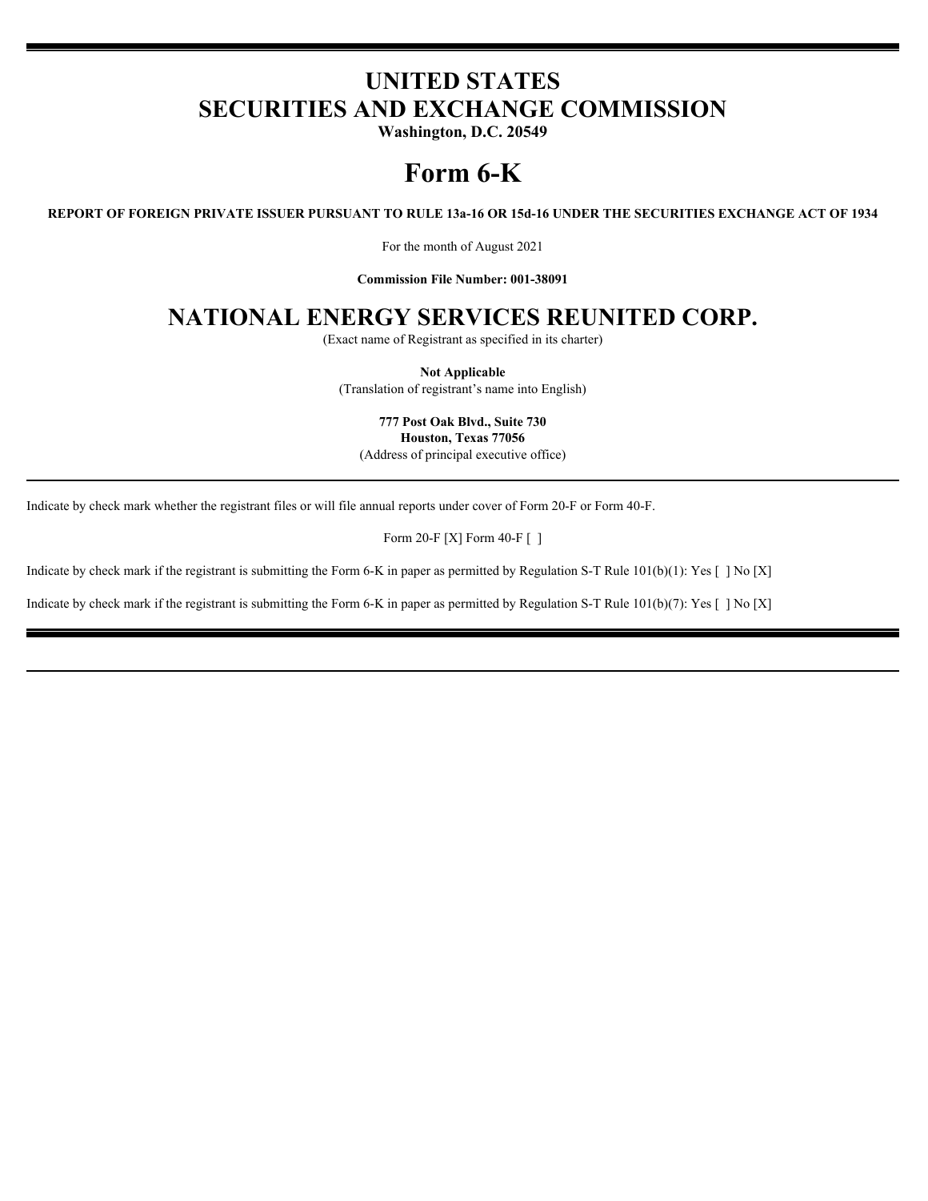# UNITED STATES
# SECURITIES AND EXCHANGE COMMISSION

**Washington, D.C. 20549**

# Form 6-K

**REPORT OF FOREIGN PRIVATE ISSUER PURSUANT TO RULE 13a-16 OR 15d-16 UNDER THE SECURITIES EXCHANGE ACT OF 1934**

For the month of August 2021

**Commission File Number: 001-38091**

# NATIONAL ENERGY SERVICES REUNITED CORP.

(Exact name of Registrant as specified in its charter)

**Not Applicable**

(Translation of registrant's name into English)

**777 Post Oak Blvd., Suite 730**
**Houston, Texas 77056**

(Address of principal executive office)

---

Indicate by check mark whether the registrant files or will file annual reports under cover of Form 20-F or Form 40-F.

Form 20-F [X] Form 40-F [ ]

Indicate by check mark if the registrant is submitting the Form 6-K in paper as permitted by Regulation S-T Rule 101(b)(1): Yes [ ] No [X]

Indicate by check mark if the registrant is submitting the Form 6-K in paper as permitted by Regulation S-T Rule 101(b)(7): Yes [ ] No [X]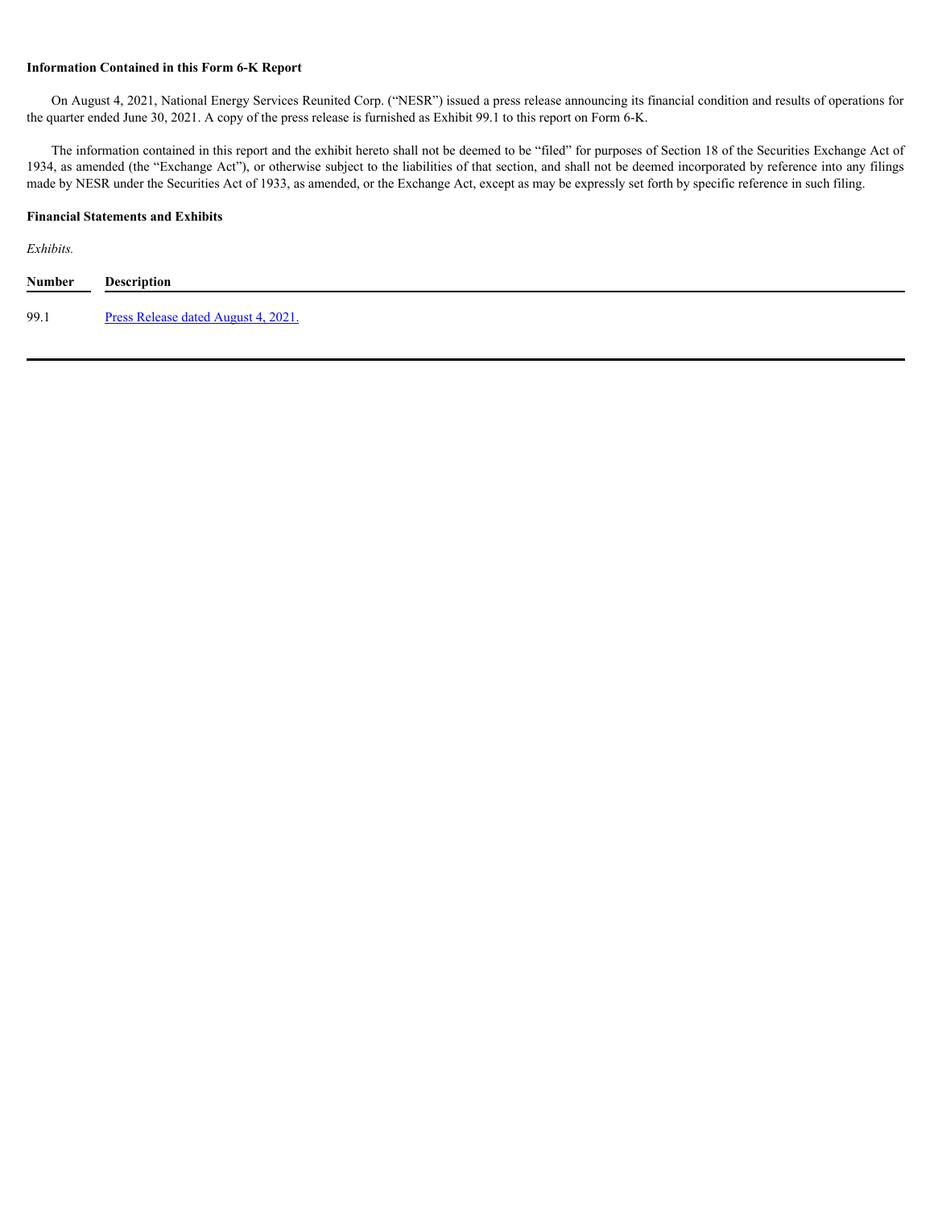**Information Contained in this Form 6-K Report**

On August 4, 2021, National Energy Services Reunited Corp. (“NESR”) issued a press release announcing its financial condition and results of operations for the quarter ended June 30, 2021. A copy of the press release is furnished as Exhibit 99.1 to this report on Form 6-K.

The information contained in this report and the exhibit hereto shall not be deemed to be “filed” for purposes of Section 18 of the Securities Exchange Act of 1934, as amended (the “Exchange Act”), or otherwise subject to the liabilities of that section, and shall not be deemed incorporated by reference into any filings made by NESR under the Securities Act of 1933, as amended, or the Exchange Act, except as may be expressly set forth by specific reference in such filing.

**Financial Statements and Exhibits**

*Exhibits.*

| Number | Description |
| --- | --- |
| 99.1 | Press Release dated August 4, 2021. |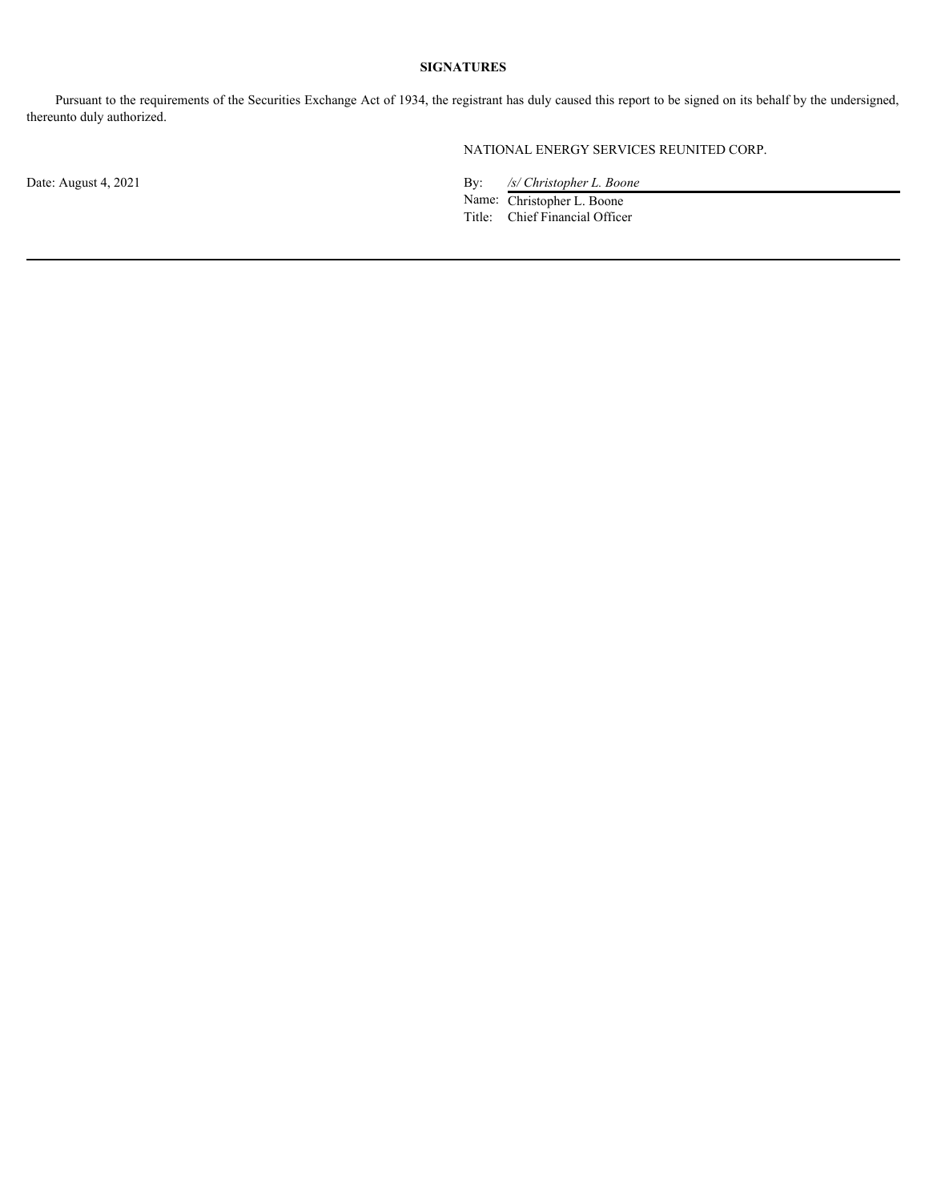**SIGNATURES**

Pursuant to the requirements of the Securities Exchange Act of 1934, the registrant has duly caused this report to be signed on its behalf by the undersigned, thereunto duly authorized.

NATIONAL ENERGY SERVICES REUNITED CORP.

Date: August 4, 2021

By: */s/ Christopher L. Boone*
Name: Christopher L. Boone
Title: Chief Financial Officer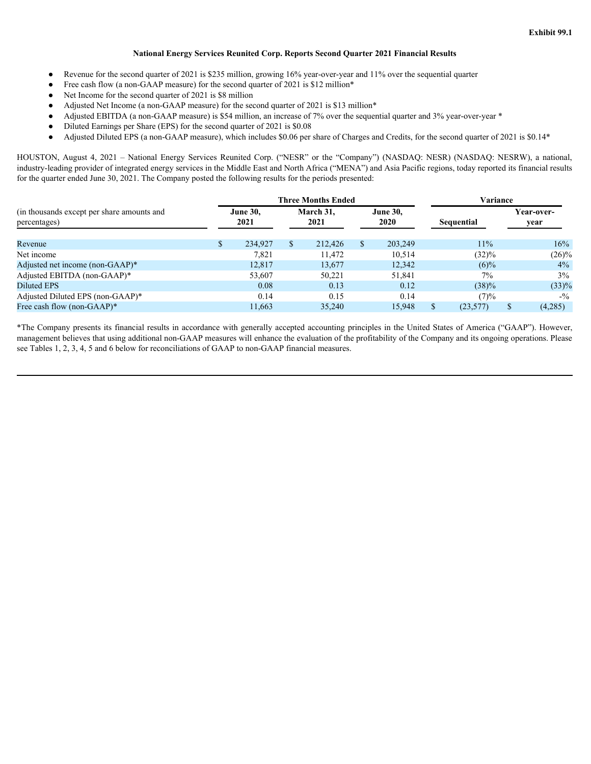Exhibit 99.1

## National Energy Services Reunited Corp. Reports Second Quarter 2021 Financial Results

- Revenue for the second quarter of 2021 is $235 million, growing 16% year-over-year and 11% over the sequential quarter
- Free cash flow (a non-GAAP measure) for the second quarter of 2021 is $12 million*
- Net Income for the second quarter of 2021 is $8 million
- Adjusted Net Income (a non-GAAP measure) for the second quarter of 2021 is $13 million*
- Adjusted EBITDA (a non-GAAP measure) is $54 million, an increase of 7% over the sequential quarter and 3% year-over-year *
- Diluted Earnings per Share (EPS) for the second quarter of 2021 is $0.08
- Adjusted Diluted EPS (a non-GAAP measure), which includes $0.06 per share of Charges and Credits, for the second quarter of 2021 is $0.14*

HOUSTON, August 4, 2021 – National Energy Services Reunited Corp. ("NESR" or the "Company") (NASDAQ: NESR) (NASDAQ: NESRW), a national, industry-leading provider of integrated energy services in the Middle East and North Africa ("MENA") and Asia Pacific regions, today reported its financial results for the quarter ended June 30, 2021. The Company posted the following results for the periods presented:

| (in thousands except per share amounts and percentages) | Three Months Ended | | | Variance | |
|---|---|---|---|---|---|
| | June 30, 2021 | March 31, 2021 | June 30, 2020 | Sequential | Year-over-year |
| Revenue | $ 234,927 | $ 212,426 | $ 203,249 | 11% | 16% |
| Net income | 7,821 | 11,472 | 10,514 | (32)% | (26)% |
| Adjusted net income (non-GAAP)* | 12,817 | 13,677 | 12,342 | (6)% | 4% |
| Adjusted EBITDA (non-GAAP)* | 53,607 | 50,221 | 51,841 | 7% | 3% |
| Diluted EPS | 0.08 | 0.13 | 0.12 | (38)% | (33)% |
| Adjusted Diluted EPS (non-GAAP)* | 0.14 | 0.15 | 0.14 | (7)% | -% |
| Free cash flow (non-GAAP)* | 11,663 | 35,240 | 15,948 | $ (23,577) | $ (4,285) |

*The Company presents its financial results in accordance with generally accepted accounting principles in the United States of America ("GAAP"). However, management believes that using additional non-GAAP measures will enhance the evaluation of the profitability of the Company and its ongoing operations. Please see Tables 1, 2, 3, 4, 5 and 6 below for reconciliations of GAAP to non-GAAP financial measures.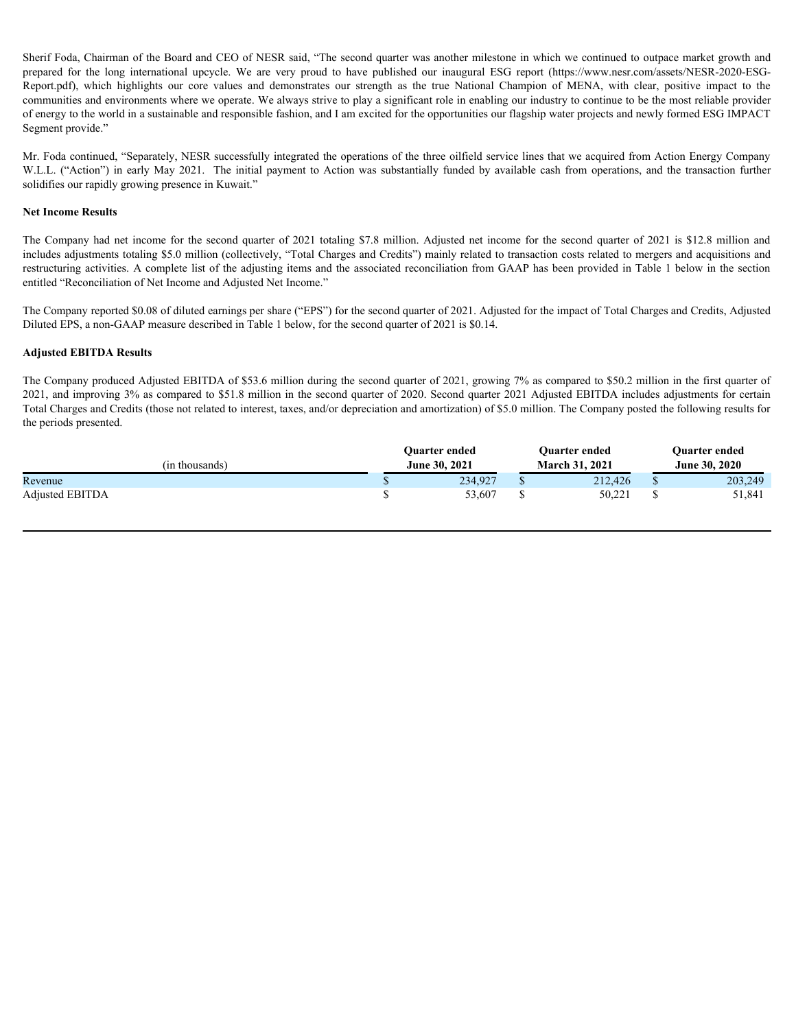Sherif Foda, Chairman of the Board and CEO of NESR said, "The second quarter was another milestone in which we continued to outpace market growth and prepared for the long international upcycle. We are very proud to have published our inaugural ESG report (https://www.nesr.com/assets/NESR-2020-ESG-Report.pdf), which highlights our core values and demonstrates our strength as the true National Champion of MENA, with clear, positive impact to the communities and environments where we operate. We always strive to play a significant role in enabling our industry to continue to be the most reliable provider of energy to the world in a sustainable and responsible fashion, and I am excited for the opportunities our flagship water projects and newly formed ESG IMPACT Segment provide."

Mr. Foda continued, "Separately, NESR successfully integrated the operations of the three oilfield service lines that we acquired from Action Energy Company W.L.L. ("Action") in early May 2021. The initial payment to Action was substantially funded by available cash from operations, and the transaction further solidifies our rapidly growing presence in Kuwait."

**Net Income Results**

The Company had net income for the second quarter of 2021 totaling $7.8 million. Adjusted net income for the second quarter of 2021 is $12.8 million and includes adjustments totaling $5.0 million (collectively, "Total Charges and Credits") mainly related to transaction costs related to mergers and acquisitions and restructuring activities. A complete list of the adjusting items and the associated reconciliation from GAAP has been provided in Table 1 below in the section entitled "Reconciliation of Net Income and Adjusted Net Income."

The Company reported $0.08 of diluted earnings per share ("EPS") for the second quarter of 2021. Adjusted for the impact of Total Charges and Credits, Adjusted Diluted EPS, a non-GAAP measure described in Table 1 below, for the second quarter of 2021 is $0.14.

**Adjusted EBITDA Results**

The Company produced Adjusted EBITDA of $53.6 million during the second quarter of 2021, growing 7% as compared to $50.2 million in the first quarter of 2021, and improving 3% as compared to $51.8 million in the second quarter of 2020. Second quarter 2021 Adjusted EBITDA includes adjustments for certain Total Charges and Credits (those not related to interest, taxes, and/or depreciation and amortization) of $5.0 million. The Company posted the following results for the periods presented.

| (in thousands) | Quarter ended June 30, 2021 | Quarter ended March 31, 2021 | Quarter ended June 30, 2020 |
|---|---|---|---|
| Revenue | $ 234,927 | $ 212,426 | $ 203,249 |
| Adjusted EBITDA | $ 53,607 | $ 50,221 | $ 51,841 |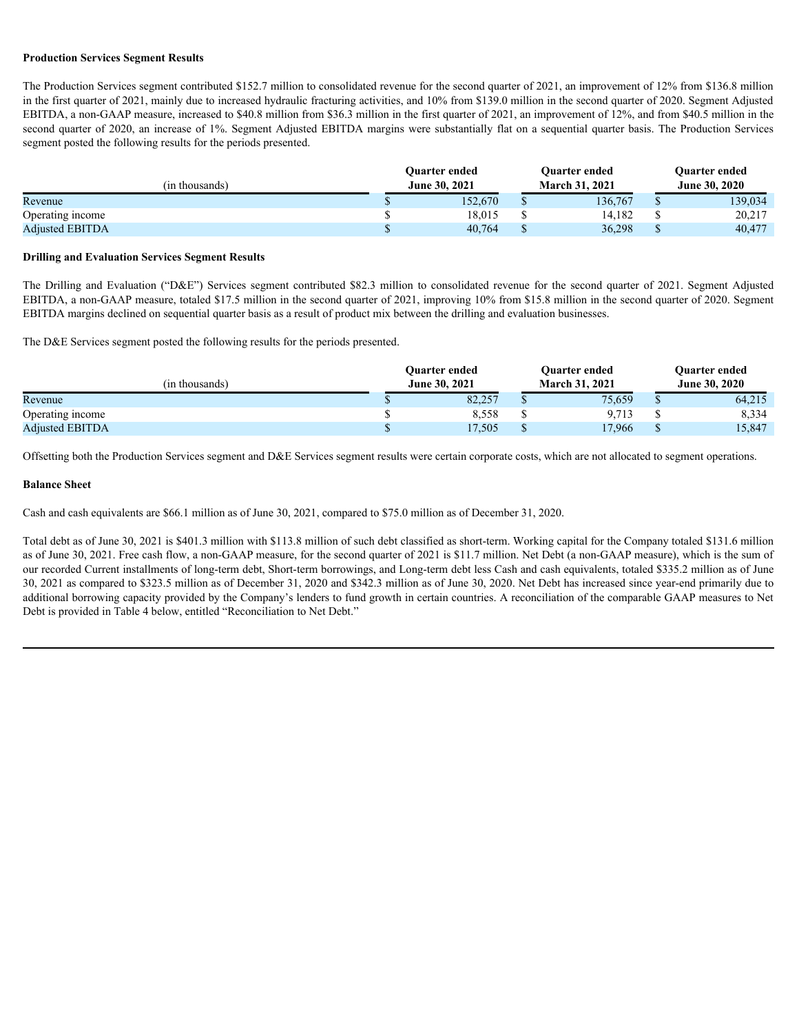**Production Services Segment Results**

The Production Services segment contributed $152.7 million to consolidated revenue for the second quarter of 2021, an improvement of 12% from $136.8 million in the first quarter of 2021, mainly due to increased hydraulic fracturing activities, and 10% from $139.0 million in the second quarter of 2020. Segment Adjusted EBITDA, a non-GAAP measure, increased to $40.8 million from $36.3 million in the first quarter of 2021, an improvement of 12%, and from $40.5 million in the second quarter of 2020, an increase of 1%. Segment Adjusted EBITDA margins were substantially flat on a sequential quarter basis. The Production Services segment posted the following results for the periods presented.

| (in thousands) | Quarter ended June 30, 2021 | Quarter ended March 31, 2021 | Quarter ended June 30, 2020 |
|---|---|---|---|
| Revenue | $ 152,670 | $ 136,767 | $ 139,034 |
| Operating income | $ 18,015 | $ 14,182 | $ 20,217 |
| Adjusted EBITDA | $ 40,764 | $ 36,298 | $ 40,477 |

**Drilling and Evaluation Services Segment Results**

The Drilling and Evaluation ("D&E") Services segment contributed $82.3 million to consolidated revenue for the second quarter of 2021. Segment Adjusted EBITDA, a non-GAAP measure, totaled $17.5 million in the second quarter of 2021, improving 10% from $15.8 million in the second quarter of 2020. Segment EBITDA margins declined on sequential quarter basis as a result of product mix between the drilling and evaluation businesses.

The D&E Services segment posted the following results for the periods presented.

| (in thousands) | Quarter ended June 30, 2021 | Quarter ended March 31, 2021 | Quarter ended June 30, 2020 |
|---|---|---|---|
| Revenue | $ 82,257 | $ 75,659 | $ 64,215 |
| Operating income | $ 8,558 | $ 9,713 | $ 8,334 |
| Adjusted EBITDA | $ 17,505 | $ 17,966 | $ 15,847 |

Offsetting both the Production Services segment and D&E Services segment results were certain corporate costs, which are not allocated to segment operations.

**Balance Sheet**

Cash and cash equivalents are $66.1 million as of June 30, 2021, compared to $75.0 million as of December 31, 2020.

Total debt as of June 30, 2021 is $401.3 million with $113.8 million of such debt classified as short-term. Working capital for the Company totaled $131.6 million as of June 30, 2021. Free cash flow, a non-GAAP measure, for the second quarter of 2021 is $11.7 million. Net Debt (a non-GAAP measure), which is the sum of our recorded Current installments of long-term debt, Short-term borrowings, and Long-term debt less Cash and cash equivalents, totaled $335.2 million as of June 30, 2021 as compared to $323.5 million as of December 31, 2020 and $342.3 million as of June 30, 2020. Net Debt has increased since year-end primarily due to additional borrowing capacity provided by the Company's lenders to fund growth in certain countries. A reconciliation of the comparable GAAP measures to Net Debt is provided in Table 4 below, entitled "Reconciliation to Net Debt."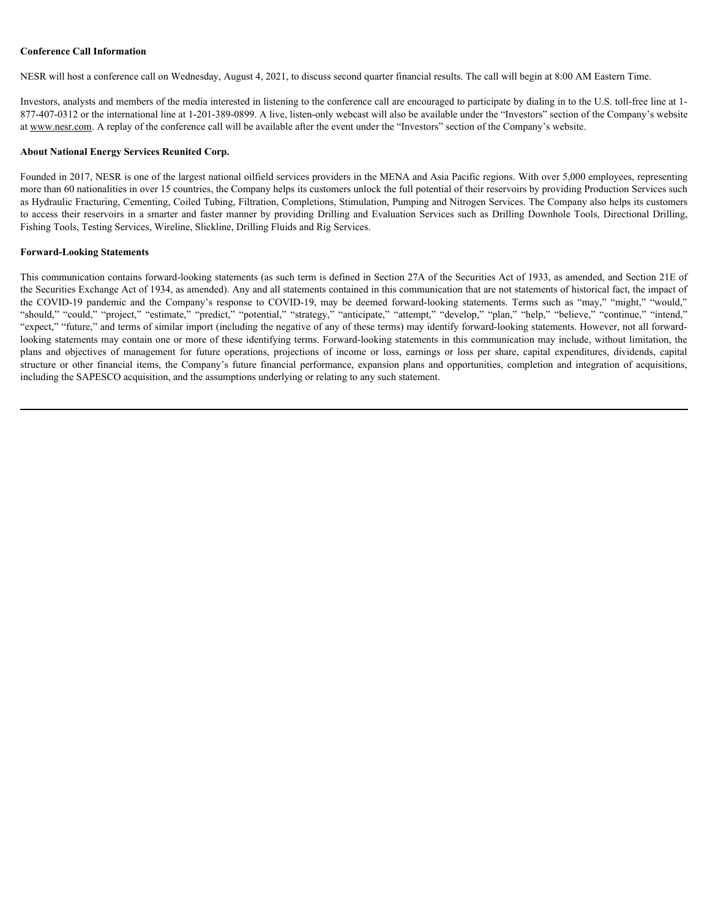**Conference Call Information**

NESR will host a conference call on Wednesday, August 4, 2021, to discuss second quarter financial results. The call will begin at 8:00 AM Eastern Time.

Investors, analysts and members of the media interested in listening to the conference call are encouraged to participate by dialing in to the U.S. toll-free line at 1-877-407-0312 or the international line at 1-201-389-0899. A live, listen-only webcast will also be available under the "Investors" section of the Company's website at www.nesr.com. A replay of the conference call will be available after the event under the "Investors" section of the Company's website.

**About National Energy Services Reunited Corp.**

Founded in 2017, NESR is one of the largest national oilfield services providers in the MENA and Asia Pacific regions. With over 5,000 employees, representing more than 60 nationalities in over 15 countries, the Company helps its customers unlock the full potential of their reservoirs by providing Production Services such as Hydraulic Fracturing, Cementing, Coiled Tubing, Filtration, Completions, Stimulation, Pumping and Nitrogen Services. The Company also helps its customers to access their reservoirs in a smarter and faster manner by providing Drilling and Evaluation Services such as Drilling Downhole Tools, Directional Drilling, Fishing Tools, Testing Services, Wireline, Slickline, Drilling Fluids and Rig Services.

**Forward-Looking Statements**

This communication contains forward-looking statements (as such term is defined in Section 27A of the Securities Act of 1933, as amended, and Section 21E of the Securities Exchange Act of 1934, as amended). Any and all statements contained in this communication that are not statements of historical fact, the impact of the COVID-19 pandemic and the Company's response to COVID-19, may be deemed forward-looking statements. Terms such as "may," "might," "would," "should," "could," "project," "estimate," "predict," "potential," "strategy," "anticipate," "attempt," "develop," "plan," "help," "believe," "continue," "intend," "expect," "future," and terms of similar import (including the negative of any of these terms) may identify forward-looking statements. However, not all forward-looking statements may contain one or more of these identifying terms. Forward-looking statements in this communication may include, without limitation, the plans and objectives of management for future operations, projections of income or loss, earnings or loss per share, capital expenditures, dividends, capital structure or other financial items, the Company's future financial performance, expansion plans and opportunities, completion and integration of acquisitions, including the SAPESCO acquisition, and the assumptions underlying or relating to any such statement.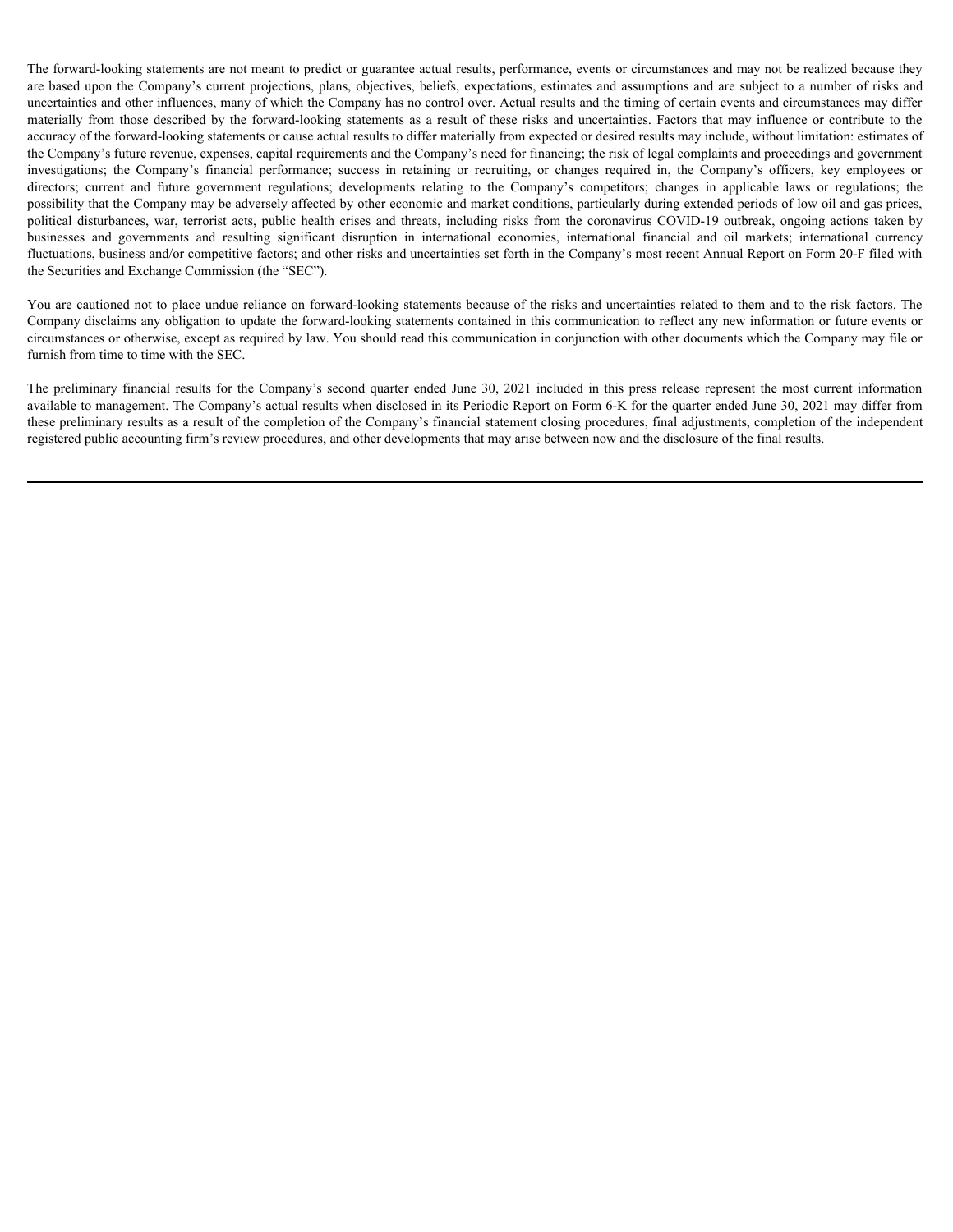The forward-looking statements are not meant to predict or guarantee actual results, performance, events or circumstances and may not be realized because they are based upon the Company's current projections, plans, objectives, beliefs, expectations, estimates and assumptions and are subject to a number of risks and uncertainties and other influences, many of which the Company has no control over. Actual results and the timing of certain events and circumstances may differ materially from those described by the forward-looking statements as a result of these risks and uncertainties. Factors that may influence or contribute to the accuracy of the forward-looking statements or cause actual results to differ materially from expected or desired results may include, without limitation: estimates of the Company's future revenue, expenses, capital requirements and the Company's need for financing; the risk of legal complaints and proceedings and government investigations; the Company's financial performance; success in retaining or recruiting, or changes required in, the Company's officers, key employees or directors; current and future government regulations; developments relating to the Company's competitors; changes in applicable laws or regulations; the possibility that the Company may be adversely affected by other economic and market conditions, particularly during extended periods of low oil and gas prices, political disturbances, war, terrorist acts, public health crises and threats, including risks from the coronavirus COVID-19 outbreak, ongoing actions taken by businesses and governments and resulting significant disruption in international economies, international financial and oil markets; international currency fluctuations, business and/or competitive factors; and other risks and uncertainties set forth in the Company's most recent Annual Report on Form 20-F filed with the Securities and Exchange Commission (the "SEC").

You are cautioned not to place undue reliance on forward-looking statements because of the risks and uncertainties related to them and to the risk factors. The Company disclaims any obligation to update the forward-looking statements contained in this communication to reflect any new information or future events or circumstances or otherwise, except as required by law. You should read this communication in conjunction with other documents which the Company may file or furnish from time to time with the SEC.

The preliminary financial results for the Company's second quarter ended June 30, 2021 included in this press release represent the most current information available to management. The Company's actual results when disclosed in its Periodic Report on Form 6-K for the quarter ended June 30, 2021 may differ from these preliminary results as a result of the completion of the Company's financial statement closing procedures, final adjustments, completion of the independent registered public accounting firm's review procedures, and other developments that may arise between now and the disclosure of the final results.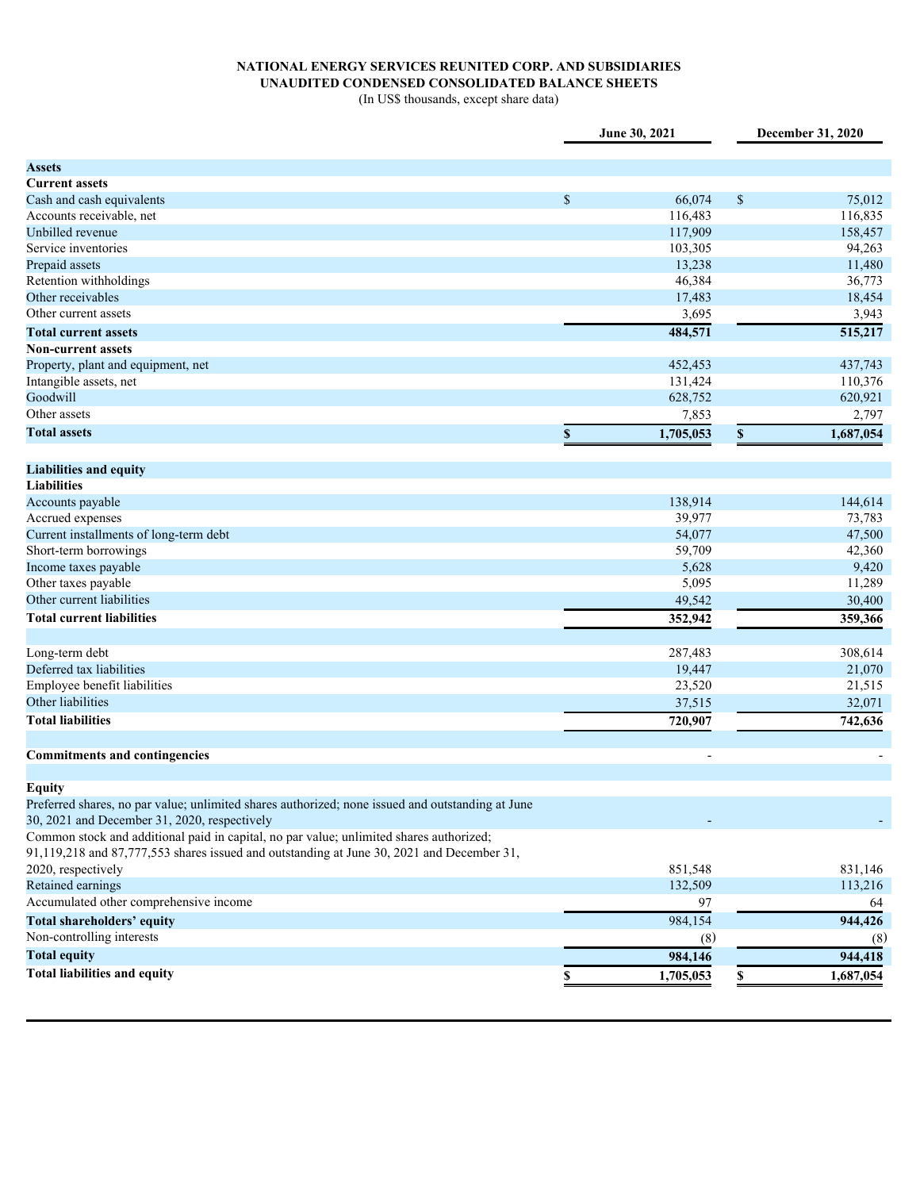**NATIONAL ENERGY SERVICES REUNITED CORP. AND SUBSIDIARIES**
**UNAUDITED CONDENSED CONSOLIDATED BALANCE SHEETS**
(In US$ thousands, except share data)

| | June 30, 2021 | December 31, 2020 |
|---|---|---|
| **Assets** | | |
| **Current assets** | | |
| Cash and cash equivalents | $ 66,074 | $ 75,012 |
| Accounts receivable, net | 116,483 | 116,835 |
| Unbilled revenue | 117,909 | 158,457 |
| Service inventories | 103,305 | 94,263 |
| Prepaid assets | 13,238 | 11,480 |
| Retention withholdings | 46,384 | 36,773 |
| Other receivables | 17,483 | 18,454 |
| Other current assets | 3,695 | 3,943 |
| **Total current assets** | **484,571** | **515,217** |
| **Non-current assets** | | |
| Property, plant and equipment, net | 452,453 | 437,743 |
| Intangible assets, net | 131,424 | 110,376 |
| Goodwill | 628,752 | 620,921 |
| Other assets | 7,853 | 2,797 |
| **Total assets** | **$ 1,705,053** | **$ 1,687,054** |
| | | |
| **Liabilities and equity** | | |
| **Liabilities** | | |
| Accounts payable | 138,914 | 144,614 |
| Accrued expenses | 39,977 | 73,783 |
| Current installments of long-term debt | 54,077 | 47,500 |
| Short-term borrowings | 59,709 | 42,360 |
| Income taxes payable | 5,628 | 9,420 |
| Other taxes payable | 5,095 | 11,289 |
| Other current liabilities | 49,542 | 30,400 |
| **Total current liabilities** | **352,942** | **359,366** |
| | | |
| Long-term debt | 287,483 | 308,614 |
| Deferred tax liabilities | 19,447 | 21,070 |
| Employee benefit liabilities | 23,520 | 21,515 |
| Other liabilities | 37,515 | 32,071 |
| **Total liabilities** | **720,907** | **742,636** |
| | | |
| **Commitments and contingencies** | - | - |
| | | |
| **Equity** | | |
| Preferred shares, no par value; unlimited shares authorized; none issued and outstanding at June 30, 2021 and December 31, 2020, respectively | - | - |
| Common stock and additional paid in capital, no par value; unlimited shares authorized; 91,119,218 and 87,777,553 shares issued and outstanding at June 30, 2021 and December 31, 2020, respectively | 851,548 | 831,146 |
| Retained earnings | 132,509 | 113,216 |
| Accumulated other comprehensive income | 97 | 64 |
| **Total shareholders' equity** | 984,154 | **944,426** |
| Non-controlling interests | (8) | (8) |
| **Total equity** | **984,146** | **944,418** |
| **Total liabilities and equity** | **$ 1,705,053** | **$ 1,687,054** |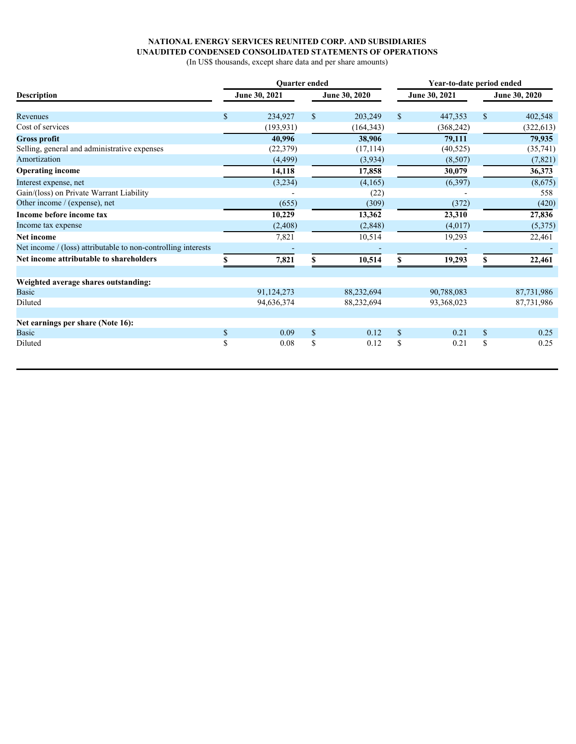**NATIONAL ENERGY SERVICES REUNITED CORP. AND SUBSIDIARIES**
**UNAUDITED CONDENSED CONSOLIDATED STATEMENTS OF OPERATIONS**
(In US$ thousands, except share data and per share amounts)

| Description | Quarter ended | | Year-to-date period ended | |
|---|---|---|---|---|
| | June 30, 2021 | June 30, 2020 | June 30, 2021 | June 30, 2020 |
| Revenues | $ 234,927 | $ 203,249 | $ 447,353 | $ 402,548 |
| Cost of services | (193,931) | (164,343) | (368,242) | (322,613) |
| **Gross profit** | **40,996** | **38,906** | **79,111** | **79,935** |
| Selling, general and administrative expenses | (22,379) | (17,114) | (40,525) | (35,741) |
| Amortization | (4,499) | (3,934) | (8,507) | (7,821) |
| **Operating income** | **14,118** | **17,858** | **30,079** | **36,373** |
| Interest expense, net | (3,234) | (4,165) | (6,397) | (8,675) |
| Gain/(loss) on Private Warrant Liability | - | (22) | - | 558 |
| Other income / (expense), net | (655) | (309) | (372) | (420) |
| **Income before income tax** | **10,229** | **13,362** | **23,310** | **27,836** |
| Income tax expense | (2,408) | (2,848) | (4,017) | (5,375) |
| **Net income** | 7,821 | 10,514 | 19,293 | 22,461 |
| Net income / (loss) attributable to non-controlling interests | - | - | - | - |
| **Net income attributable to shareholders** | **$ 7,821** | **$ 10,514** | **$ 19,293** | **$ 22,461** |
| | | | | |
| **Weighted average shares outstanding:** | | | | |
| Basic | 91,124,273 | 88,232,694 | 90,788,083 | 87,731,986 |
| Diluted | 94,636,374 | 88,232,694 | 93,368,023 | 87,731,986 |
| | | | | |
| **Net earnings per share (Note 16):** | | | | |
| Basic | $ 0.09 | $ 0.12 | $ 0.21 | $ 0.25 |
| Diluted | $ 0.08 | $ 0.12 | $ 0.21 | $ 0.25 |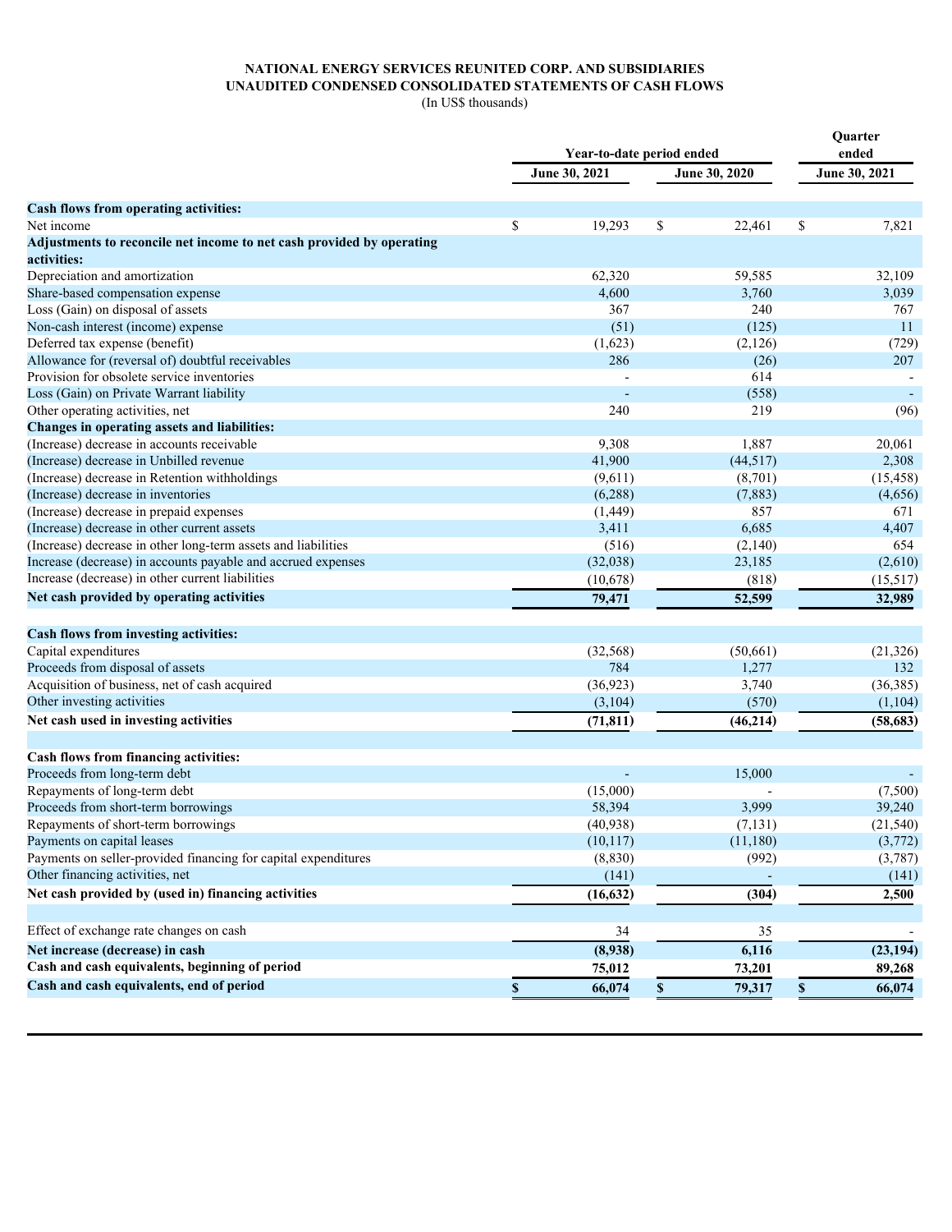**NATIONAL ENERGY SERVICES REUNITED CORP. AND SUBSIDIARIES**
**UNAUDITED CONDENSED CONSOLIDATED STATEMENTS OF CASH FLOWS**
(In US$ thousands)

| | Year-to-date period ended | | Quarter ended |
|---|---|---|---|
| | June 30, 2021 | June 30, 2020 | June 30, 2021 |
| **Cash flows from operating activities:** | | | |
| Net income | $ 19,293 | $ 22,461 | $ 7,821 |
| **Adjustments to reconcile net income to net cash provided by operating activities:** | | | |
| Depreciation and amortization | 62,320 | 59,585 | 32,109 |
| Share-based compensation expense | 4,600 | 3,760 | 3,039 |
| Loss (Gain) on disposal of assets | 367 | 240 | 767 |
| Non-cash interest (income) expense | (51) | (125) | 11 |
| Deferred tax expense (benefit) | (1,623) | (2,126) | (729) |
| Allowance for (reversal of) doubtful receivables | 286 | (26) | 207 |
| Provision for obsolete service inventories | - | 614 | - |
| Loss (Gain) on Private Warrant liability | - | (558) | - |
| Other operating activities, net | 240 | 219 | (96) |
| **Changes in operating assets and liabilities:** | | | |
| (Increase) decrease in accounts receivable | 9,308 | 1,887 | 20,061 |
| (Increase) decrease in Unbilled revenue | 41,900 | (44,517) | 2,308 |
| (Increase) decrease in Retention withholdings | (9,611) | (8,701) | (15,458) |
| (Increase) decrease in inventories | (6,288) | (7,883) | (4,656) |
| (Increase) decrease in prepaid expenses | (1,449) | 857 | 671 |
| (Increase) decrease in other current assets | 3,411 | 6,685 | 4,407 |
| (Increase) decrease in other long-term assets and liabilities | (516) | (2,140) | 654 |
| Increase (decrease) in accounts payable and accrued expenses | (32,038) | 23,185 | (2,610) |
| Increase (decrease) in other current liabilities | (10,678) | (818) | (15,517) |
| **Net cash provided by operating activities** | **79,471** | **52,599** | **32,989** |
| **Cash flows from investing activities:** | | | |
| Capital expenditures | (32,568) | (50,661) | (21,326) |
| Proceeds from disposal of assets | 784 | 1,277 | 132 |
| Acquisition of business, net of cash acquired | (36,923) | 3,740 | (36,385) |
| Other investing activities | (3,104) | (570) | (1,104) |
| **Net cash used in investing activities** | **(71,811)** | **(46,214)** | **(58,683)** |
| **Cash flows from financing activities:** | | | |
| Proceeds from long-term debt | - | 15,000 | - |
| Repayments of long-term debt | (15,000) | - | (7,500) |
| Proceeds from short-term borrowings | 58,394 | 3,999 | 39,240 |
| Repayments of short-term borrowings | (40,938) | (7,131) | (21,540) |
| Payments on capital leases | (10,117) | (11,180) | (3,772) |
| Payments on seller-provided financing for capital expenditures | (8,830) | (992) | (3,787) |
| Other financing activities, net | (141) | - | (141) |
| **Net cash provided by (used in) financing activities** | **(16,632)** | **(304)** | **2,500** |
| Effect of exchange rate changes on cash | 34 | 35 | - |
| **Net increase (decrease) in cash** | **(8,938)** | **6,116** | **(23,194)** |
| **Cash and cash equivalents, beginning of period** | **75,012** | **73,201** | **89,268** |
| **Cash and cash equivalents, end of period** | **$ 66,074** | **$ 79,317** | **$ 66,074** |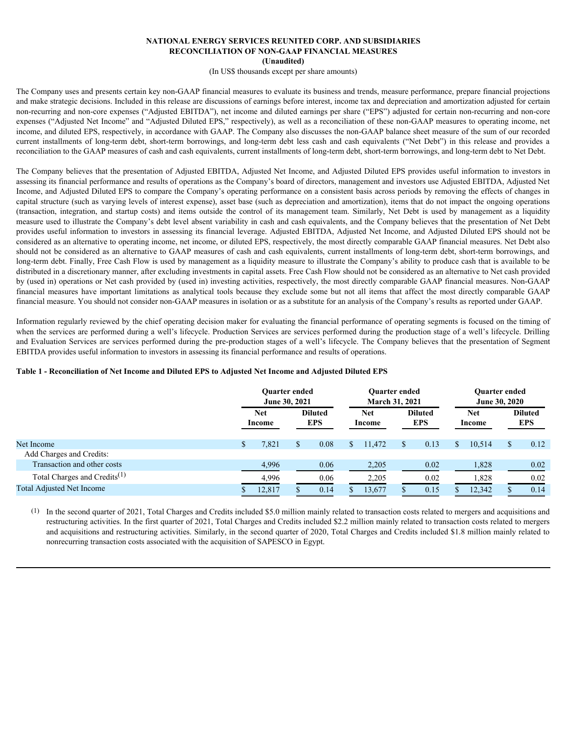**NATIONAL ENERGY SERVICES REUNITED CORP. AND SUBSIDIARIES**
**RECONCILIATION OF NON-GAAP FINANCIAL MEASURES**
**(Unaudited)**
(In US$ thousands except per share amounts)

The Company uses and presents certain key non-GAAP financial measures to evaluate its business and trends, measure performance, prepare financial projections and make strategic decisions. Included in this release are discussions of earnings before interest, income tax and depreciation and amortization adjusted for certain non-recurring and non-core expenses ("Adjusted EBITDA"), net income and diluted earnings per share ("EPS") adjusted for certain non-recurring and non-core expenses ("Adjusted Net Income" and "Adjusted Diluted EPS," respectively), as well as a reconciliation of these non-GAAP measures to operating income, net income, and diluted EPS, respectively, in accordance with GAAP. The Company also discusses the non-GAAP balance sheet measure of the sum of our recorded current installments of long-term debt, short-term borrowings, and long-term debt less cash and cash equivalents ("Net Debt") in this release and provides a reconciliation to the GAAP measures of cash and cash equivalents, current installments of long-term debt, short-term borrowings, and long-term debt to Net Debt.

The Company believes that the presentation of Adjusted EBITDA, Adjusted Net Income, and Adjusted Diluted EPS provides useful information to investors in assessing its financial performance and results of operations as the Company's board of directors, management and investors use Adjusted EBITDA, Adjusted Net Income, and Adjusted Diluted EPS to compare the Company's operating performance on a consistent basis across periods by removing the effects of changes in capital structure (such as varying levels of interest expense), asset base (such as depreciation and amortization), items that do not impact the ongoing operations (transaction, integration, and startup costs) and items outside the control of its management team. Similarly, Net Debt is used by management as a liquidity measure used to illustrate the Company's debt level absent variability in cash and cash equivalents, and the Company believes that the presentation of Net Debt provides useful information to investors in assessing its financial leverage. Adjusted EBITDA, Adjusted Net Income, and Adjusted Diluted EPS should not be considered as an alternative to operating income, net income, or diluted EPS, respectively, the most directly comparable GAAP financial measures. Net Debt also should not be considered as an alternative to GAAP measures of cash and cash equivalents, current installments of long-term debt, short-term borrowings, and long-term debt. Finally, Free Cash Flow is used by management as a liquidity measure to illustrate the Company's ability to produce cash that is available to be distributed in a discretionary manner, after excluding investments in capital assets. Free Cash Flow should not be considered as an alternative to Net cash provided by (used in) operations or Net cash provided by (used in) investing activities, respectively, the most directly comparable GAAP financial measures. Non-GAAP financial measures have important limitations as analytical tools because they exclude some but not all items that affect the most directly comparable GAAP financial measure. You should not consider non-GAAP measures in isolation or as a substitute for an analysis of the Company's results as reported under GAAP.

Information regularly reviewed by the chief operating decision maker for evaluating the financial performance of operating segments is focused on the timing of when the services are performed during a well's lifecycle. Production Services are services performed during the production stage of a well's lifecycle. Drilling and Evaluation Services are services performed during the pre-production stages of a well's lifecycle. The Company believes that the presentation of Segment EBITDA provides useful information to investors in assessing its financial performance and results of operations.

**Table 1 - Reconciliation of Net Income and Diluted EPS to Adjusted Net Income and Adjusted Diluted EPS**

| | Quarter ended June 30, 2021 | | Quarter ended March 31, 2021 | | Quarter ended June 30, 2020 | |
|---|---|---|---|---|---|---|
| | Net Income | Diluted EPS | Net Income | Diluted EPS | Net Income | Diluted EPS |
| Net Income | $ 7,821 | $ 0.08 | $ 11,472 | $ 0.13 | $ 10,514 | $ 0.12 |
| Add Charges and Credits: | | | | | | |
| Transaction and other costs | 4,996 | 0.06 | 2,205 | 0.02 | 1,828 | 0.02 |
| Total Charges and Credits[(1)] | 4,996 | 0.06 | 2,205 | 0.02 | 1,828 | 0.02 |
| Total Adjusted Net Income | $ 12,817 | $ 0.14 | $ 13,677 | $ 0.15 | $ 12,342 | $ 0.14 |

(1) In the second quarter of 2021, Total Charges and Credits included $5.0 million mainly related to transaction costs related to mergers and acquisitions and restructuring activities. In the first quarter of 2021, Total Charges and Credits included $2.2 million mainly related to transaction costs related to mergers and acquisitions and restructuring activities. Similarly, in the second quarter of 2020, Total Charges and Credits included $1.8 million mainly related to nonrecurring transaction costs associated with the acquisition of SAPESCO in Egypt.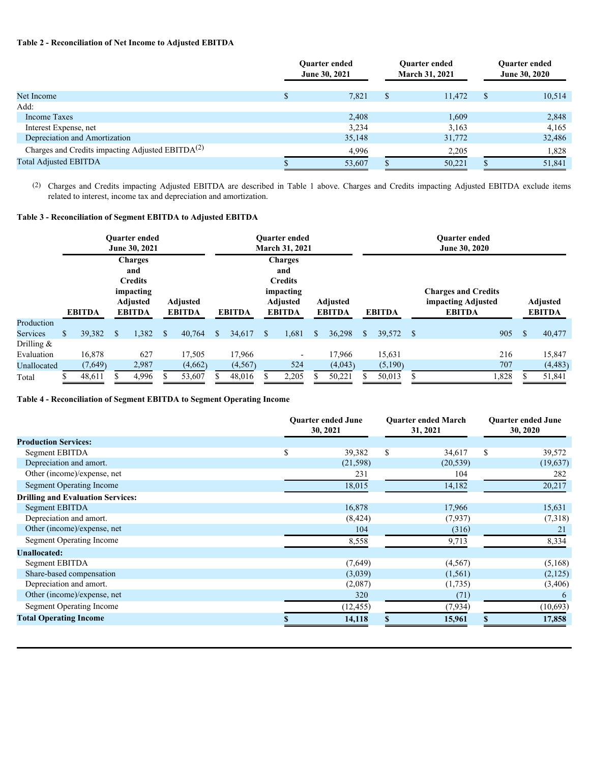**Table 2 - Reconciliation of Net Income to Adjusted EBITDA**

| | Quarter ended June 30, 2021 | Quarter ended March 31, 2021 | Quarter ended June 30, 2020 |
|---|---|---|---|
| Net Income | $ 7,821 | $ 11,472 | $ 10,514 |
| Add: | | | |
| Income Taxes | 2,408 | 1,609 | 2,848 |
| Interest Expense, net | 3,234 | 3,163 | 4,165 |
| Depreciation and Amortization | 35,148 | 31,772 | 32,486 |
| Charges and Credits impacting Adjusted EBITDA[(2)] | 4,996 | 2,205 | 1,828 |
| Total Adjusted EBITDA | $ 53,607 | $ 50,221 | $ 51,841 |

(2) Charges and Credits impacting Adjusted EBITDA are described in Table 1 above. Charges and Credits impacting Adjusted EBITDA exclude items related to interest, income tax and depreciation and amortization.

**Table 3 - Reconciliation of Segment EBITDA to Adjusted EBITDA**

| | Quarter ended June 30, 2021 | | | Quarter ended March 31, 2021 | | | Quarter ended June 30, 2020 | | |
|---|---|---|---|---|---|---|---|---|---|
| | EBITDA | Charges and Credits impacting Adjusted EBITDA | Adjusted EBITDA | EBITDA | Charges and Credits impacting Adjusted EBITDA | Adjusted EBITDA | EBITDA | Charges and Credits impacting Adjusted EBITDA | Adjusted EBITDA |
| Production Services | $ 39,382 | $ 1,382 | $ 40,764 | $ 34,617 | $ 1,681 | $ 36,298 | $ 39,572 | $ 905 | $ 40,477 |
| Drilling & Evaluation | 16,878 | 627 | 17,505 | 17,966 | - | 17,966 | 15,631 | 216 | 15,847 |
| Unallocated | (7,649) | 2,987 | (4,662) | (4,567) | 524 | (4,043) | (5,190) | 707 | (4,483) |
| Total | $ 48,611 | $ 4,996 | $ 53,607 | $ 48,016 | $ 2,205 | $ 50,221 | $ 50,013 | $ 1,828 | $ 51,841 |

**Table 4 - Reconciliation of Segment EBITDA to Segment Operating Income**

| | Quarter ended June 30, 2021 | Quarter ended March 31, 2021 | Quarter ended June 30, 2020 |
|---|---|---|---|
| **Production Services:** | | | |
| Segment EBITDA | $ 39,382 | $ 34,617 | $ 39,572 |
| Depreciation and amort. | (21,598) | (20,539) | (19,637) |
| Other (income)/expense, net | 231 | 104 | 282 |
| Segment Operating Income | 18,015 | 14,182 | 20,217 |
| **Drilling and Evaluation Services:** | | | |
| Segment EBITDA | 16,878 | 17,966 | 15,631 |
| Depreciation and amort. | (8,424) | (7,937) | (7,318) |
| Other (income)/expense, net | 104 | (316) | 21 |
| Segment Operating Income | 8,558 | 9,713 | 8,334 |
| **Unallocated:** | | | |
| Segment EBITDA | (7,649) | (4,567) | (5,168) |
| Share-based compensation | (3,039) | (1,561) | (2,125) |
| Depreciation and amort. | (2,087) | (1,735) | (3,406) |
| Other (income)/expense, net | 320 | (71) | 6 |
| Segment Operating Income | (12,455) | (7,934) | (10,693) |
| **Total Operating Income** | **$ 14,118** | **$ 15,961** | **$ 17,858** |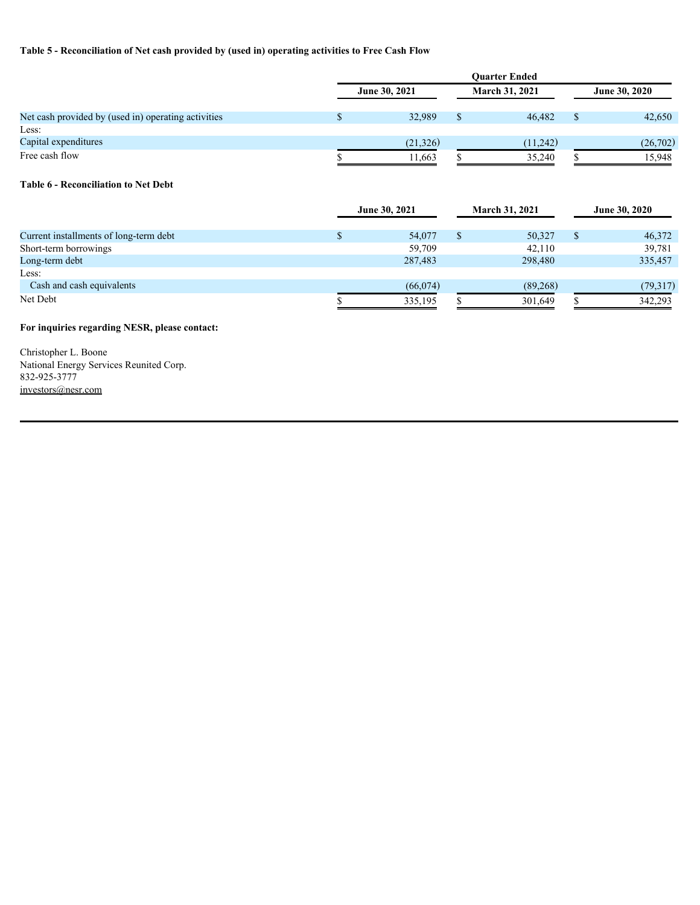**Table 5 - Reconciliation of Net cash provided by (used in) operating activities to Free Cash Flow**

| | Quarter Ended | | |
|---|---|---|---|
| | June 30, 2021 | March 31, 2021 | June 30, 2020 |
| Net cash provided by (used in) operating activities | $ 32,989 | $ 46,482 | $ 42,650 |
| Less: | | | |
| Capital expenditures | (21,326) | (11,242) | (26,702) |
| Free cash flow | $ 11,663 | $ 35,240 | $ 15,948 |

**Table 6 - Reconciliation to Net Debt**

| | June 30, 2021 | March 31, 2021 | June 30, 2020 |
|---|---|---|---|
| Current installments of long-term debt | $ 54,077 | $ 50,327 | $ 46,372 |
| Short-term borrowings | 59,709 | 42,110 | 39,781 |
| Long-term debt | 287,483 | 298,480 | 335,457 |
| Less: | | | |
| Cash and cash equivalents | (66,074) | (89,268) | (79,317) |
| Net Debt | $ 335,195 | $ 301,649 | $ 342,293 |

**For inquiries regarding NESR, please contact:**

Christopher L. Boone
National Energy Services Reunited Corp.
832-925-3777
investors@nesr.com